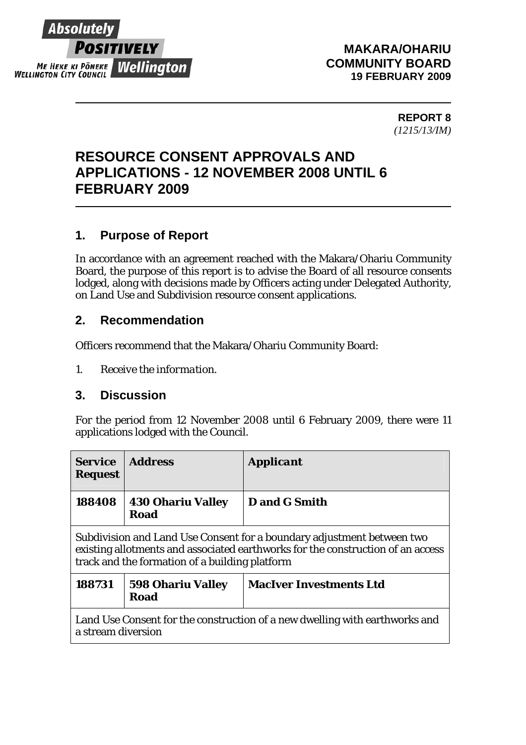**MAKARA/OHARIU COMMUNITY BOARD**
**19 FEBRUARY 2009**

**REPORT 8**
*(1215/13/IM)*

# RESOURCE CONSENT APPROVALS AND APPLICATIONS - 12 NOVEMBER 2008 UNTIL 6 FEBRUARY 2009

## 1. Purpose of Report

In accordance with an agreement reached with the Makara/Ohariu Community Board, the purpose of this report is to advise the Board of all resource consents lodged, along with decisions made by Officers acting under Delegated Authority, on Land Use and Subdivision resource consent applications.

## 2. Recommendation

Officers recommend that the Makara/Ohariu Community Board:

1. *Receive the information.*

## 3. Discussion

For the period from 12 November 2008 until 6 February 2009, there were 11 applications lodged with the Council.

| Service Request | Address | Applicant |
|---|---|---|
| **188408** | **430 Ohariu Valley Road** | **D and G Smith** |
| Subdivision and Land Use Consent for a boundary adjustment between two existing allotments and associated earthworks for the construction of an access track and the formation of a building platform | | |
| **188731** | **598 Ohariu Valley Road** | **MacIver Investments Ltd** |
| Land Use Consent for the construction of a new dwelling with earthworks and a stream diversion | | |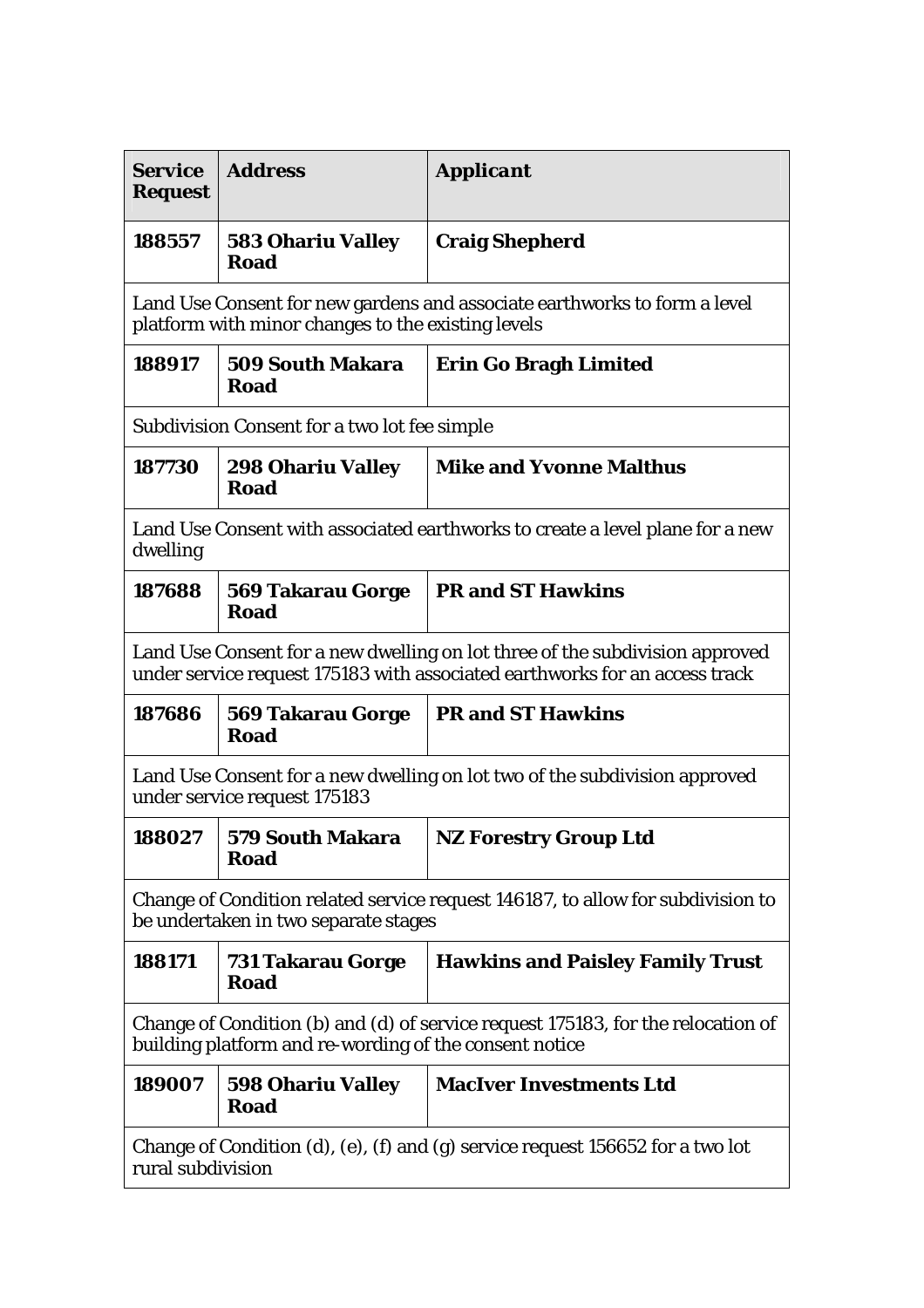| Service Request | Address | Applicant |
| --- | --- | --- |
| **188557** | **583 Ohariu Valley Road** | **Craig Shepherd** |
| Land Use Consent for new gardens and associate earthworks to form a level platform with minor changes to the existing levels | | |
| **188917** | **509 South Makara Road** | **Erin Go Bragh Limited** |
| Subdivision Consent for a two lot fee simple | | |
| **187730** | **298 Ohariu Valley Road** | **Mike and Yvonne Malthus** |
| Land Use Consent with associated earthworks to create a level plane for a new dwelling | | |
| **187688** | **569 Takarau Gorge Road** | **PR and ST Hawkins** |
| Land Use Consent for a new dwelling on lot three of the subdivision approved under service request 175183 with associated earthworks for an access track | | |
| **187686** | **569 Takarau Gorge Road** | **PR and ST Hawkins** |
| Land Use Consent for a new dwelling on lot two of the subdivision approved under service request 175183 | | |
| **188027** | **579 South Makara Road** | **NZ Forestry Group Ltd** |
| Change of Condition related service request 146187, to allow for subdivision to be undertaken in two separate stages | | |
| **188171** | **731 Takarau Gorge Road** | **Hawkins and Paisley Family Trust** |
| Change of Condition (b) and (d) of service request 175183, for the relocation of building platform and re-wording of the consent notice | | |
| **189007** | **598 Ohariu Valley Road** | **MacIver Investments Ltd** |
| Change of Condition (d), (e), (f) and (g) service request 156652 for a two lot rural subdivision | | |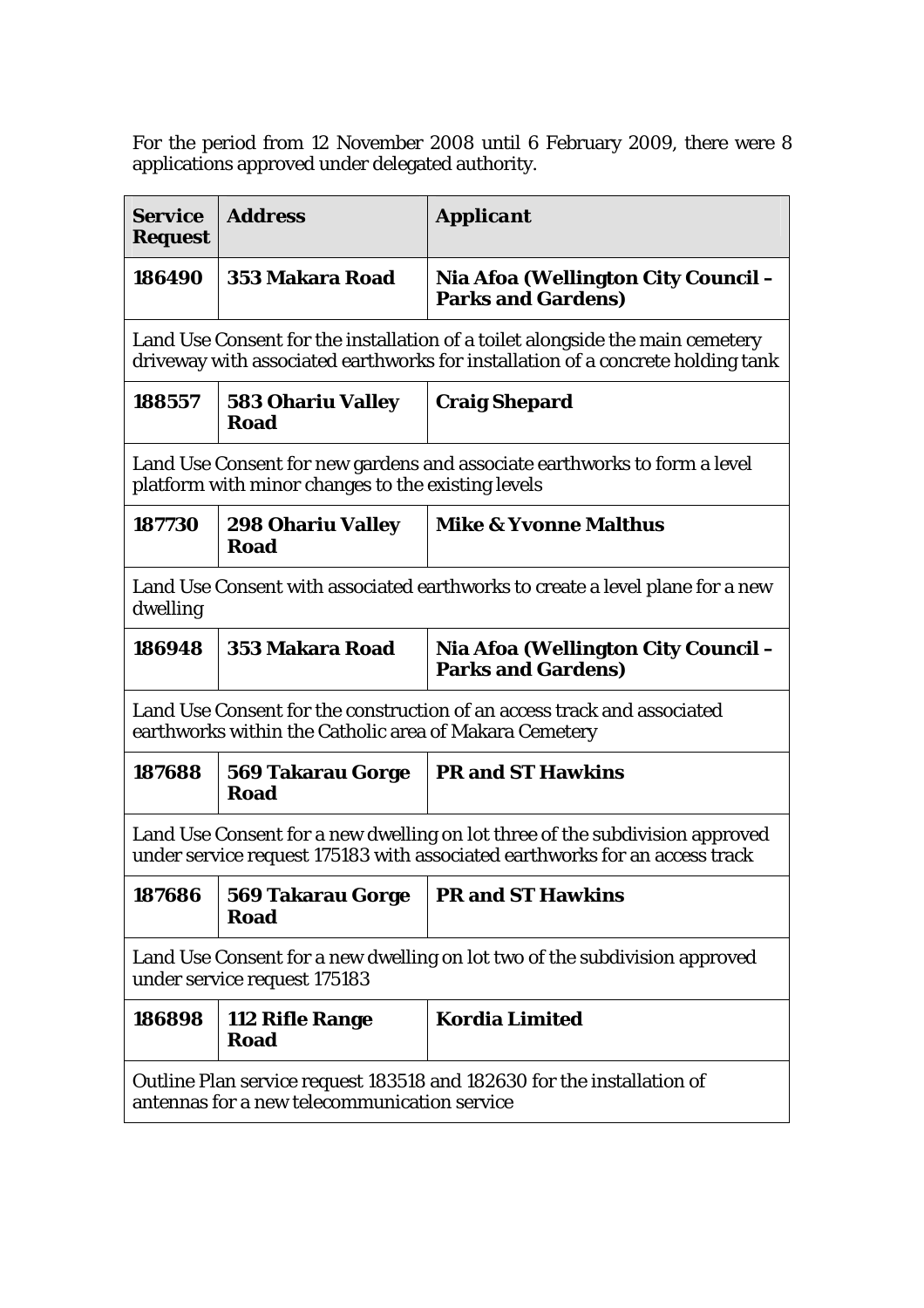For the period from 12 November 2008 until 6 February 2009, there were 8 applications approved under delegated authority.

| Service Request | Address | Applicant |
|---|---|---|
| **186490** | **353 Makara Road** | **Nia Afoa (Wellington City Council – Parks and Gardens)** |
| Land Use Consent for the installation of a toilet alongside the main cemetery driveway with associated earthworks for installation of a concrete holding tank | | |
| **188557** | **583 Ohariu Valley Road** | **Craig Shepard** |
| Land Use Consent for new gardens and associate earthworks to form a level platform with minor changes to the existing levels | | |
| **187730** | **298 Ohariu Valley Road** | **Mike & Yvonne Malthus** |
| Land Use Consent with associated earthworks to create a level plane for a new dwelling | | |
| **186948** | **353 Makara Road** | **Nia Afoa (Wellington City Council – Parks and Gardens)** |
| Land Use Consent for the construction of an access track and associated earthworks within the Catholic area of Makara Cemetery | | |
| **187688** | **569 Takarau Gorge Road** | **PR and ST Hawkins** |
| Land Use Consent for a new dwelling on lot three of the subdivision approved under service request 175183 with associated earthworks for an access track | | |
| **187686** | **569 Takarau Gorge Road** | **PR and ST Hawkins** |
| Land Use Consent for a new dwelling on lot two of the subdivision approved under service request 175183 | | |
| **186898** | **112 Rifle Range Road** | **Kordia Limited** |
| Outline Plan service request 183518 and 182630 for the installation of antennas for a new telecommunication service | | |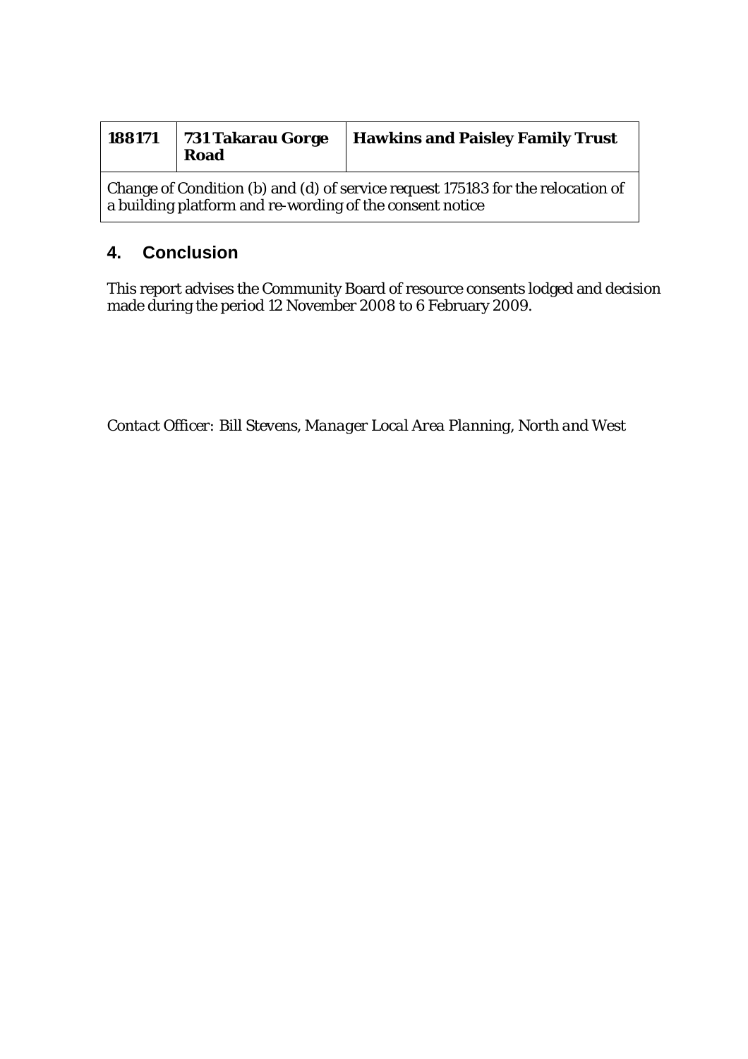| | | |
|---|---|---|
| **188171** | **731 Takarau Gorge Road** | **Hawkins and Paisley Family Trust** |
| Change of Condition (b) and (d) of service request 175183 for the relocation of a building platform and re-wording of the consent notice | | |

## 4. Conclusion

This report advises the Community Board of resource consents lodged and decision made during the period 12 November 2008 to 6 February 2009.

*Contact Officer: Bill Stevens, Manager Local Area Planning, North and West*